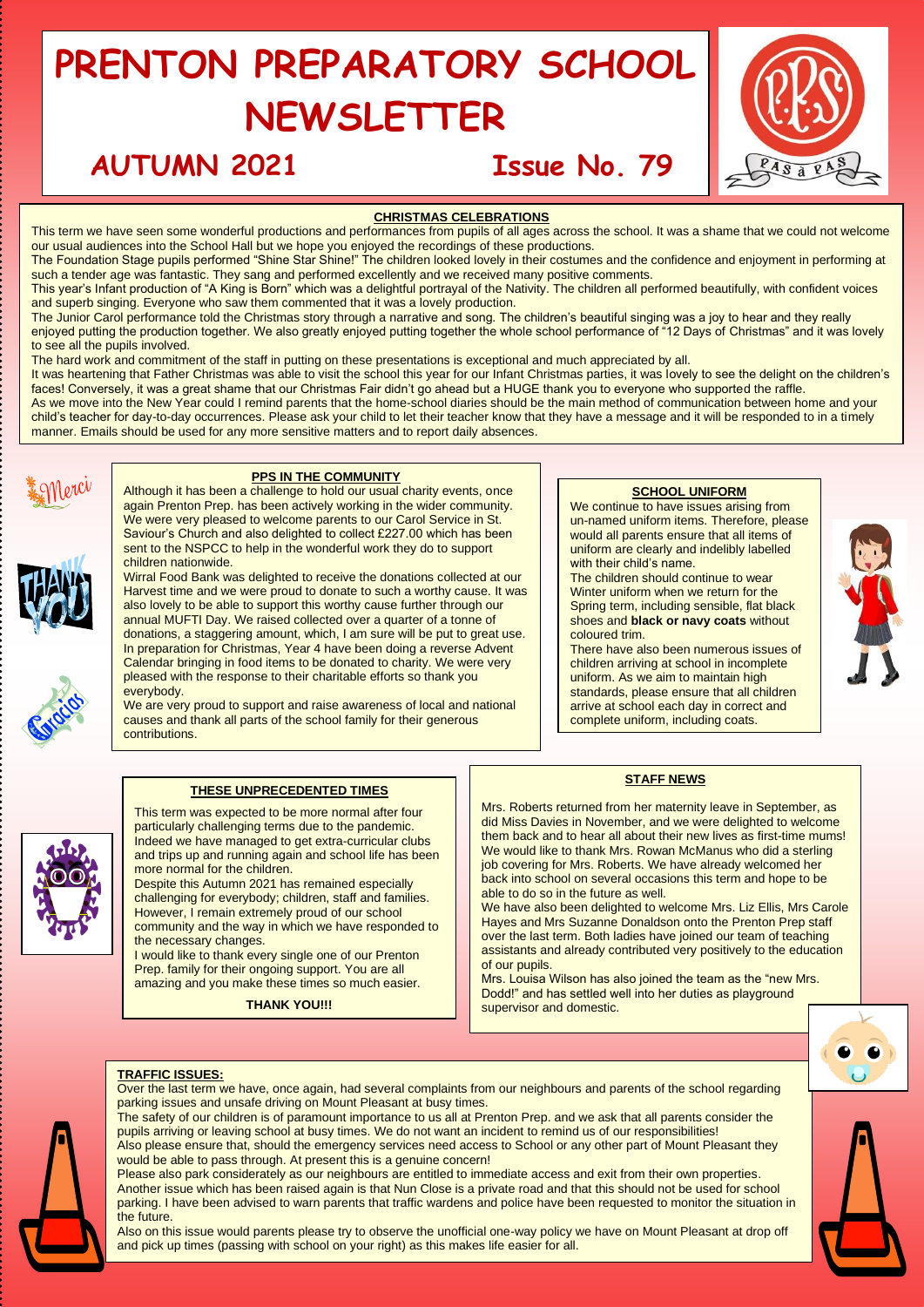# PRENTON PREPARATORY SCHOOL NEWSLETTER

## AUTUMN 2021 Issue No. 79

### CHRISTMAS CELEBRATIONS

This term we have seen some wonderful productions and performances from pupils of all ages across the school. It was a shame that we could not welcome our usual audiences into the School Hall but we hope you enjoyed the recordings of these productions.

The Foundation Stage pupils performed "Shine Star Shine!" The children looked lovely in their costumes and the confidence and enjoyment in performing at such a tender age was fantastic. They sang and performed excellently and we received many positive comments.

This year's Infant production of "A King is Born" which was a delightful portrayal of the Nativity. The children all performed beautifully, with confident voices and superb singing. Everyone who saw them commented that it was a lovely production.

The Junior Carol performance told the Christmas story through a narrative and song. The children's beautiful singing was a joy to hear and they really enjoyed putting the production together. We also greatly enjoyed putting together the whole school performance of "12 Days of Christmas" and it was lovely to see all the pupils involved.

The hard work and commitment of the staff in putting on these presentations is exceptional and much appreciated by all.

It was heartening that Father Christmas was able to visit the school this year for our Infant Christmas parties, it was lovely to see the delight on the children's faces! Conversely, it was a great shame that our Christmas Fair didn't go ahead but a HUGE thank you to everyone who supported the raffle.

As we move into the New Year could I remind parents that the home-school diaries should be the main method of communication between home and your child's teacher for day-to-day occurrences. Please ask your child to let their teacher know that they have a message and it will be responded to in a timely manner. Emails should be used for any more sensitive matters and to report daily absences.

### PPS IN THE COMMUNITY

Although it has been a challenge to hold our usual charity events, once again Prenton Prep. has been actively working in the wider community. We were very pleased to welcome parents to our Carol Service in St. Saviour's Church and also delighted to collect £227.00 which has been sent to the NSPCC to help in the wonderful work they do to support children nationwide.

Wirral Food Bank was delighted to receive the donations collected at our Harvest time and we were proud to donate to such a worthy cause. It was also lovely to be able to support this worthy cause further through our annual MUFTI Day. We raised collected over a quarter of a tonne of donations, a staggering amount, which, I am sure will be put to great use. In preparation for Christmas, Year 4 have been doing a reverse Advent Calendar bringing in food items to be donated to charity. We were very pleased with the response to their charitable efforts so thank you everybody.

We are very proud to support and raise awareness of local and national causes and thank all parts of the school family for their generous contributions.

### SCHOOL UNIFORM

We continue to have issues arising from un-named uniform items. Therefore, please would all parents ensure that all items of uniform are clearly and indelibly labelled with their child's name.

The children should continue to wear Winter uniform when we return for the Spring term, including sensible, flat black shoes and **black or navy coats** without coloured trim.

There have also been numerous issues of children arriving at school in incomplete uniform. As we aim to maintain high standards, please ensure that all children arrive at school each day in correct and complete uniform, including coats.

### THESE UNPRECEDENTED TIMES

This term was expected to be more normal after four particularly challenging terms due to the pandemic. Indeed we have managed to get extra-curricular clubs and trips up and running again and school life has been more normal for the children.

Despite this Autumn 2021 has remained especially challenging for everybody; children, staff and families. However, I remain extremely proud of our school community and the way in which we have responded to the necessary changes.

I would like to thank every single one of our Prenton Prep. family for their ongoing support. You are all amazing and you make these times so much easier.

**THANK YOU!!!**

### STAFF NEWS

Mrs. Roberts returned from her maternity leave in September, as did Miss Davies in November, and we were delighted to welcome them back and to hear all about their new lives as first-time mums! We would like to thank Mrs. Rowan McManus who did a sterling job covering for Mrs. Roberts. We have already welcomed her back into school on several occasions this term and hope to be able to do so in the future as well.

We have also been delighted to welcome Mrs. Liz Ellis, Mrs Carole Hayes and Mrs Suzanne Donaldson onto the Prenton Prep staff over the last term. Both ladies have joined our team of teaching assistants and already contributed very positively to the education of our pupils.

Mrs. Louisa Wilson has also joined the team as the "new Mrs. Dodd!" and has settled well into her duties as playground supervisor and domestic.

### TRAFFIC ISSUES:

Over the last term we have, once again, had several complaints from our neighbours and parents of the school regarding parking issues and unsafe driving on Mount Pleasant at busy times.

The safety of our children is of paramount importance to us all at Prenton Prep. and we ask that all parents consider the pupils arriving or leaving school at busy times. We do not want an incident to remind us of our responsibilities!

Also please ensure that, should the emergency services need access to School or any other part of Mount Pleasant they would be able to pass through. At present this is a genuine concern!

Please also park considerately as our neighbours are entitled to immediate access and exit from their own properties.

Another issue which has been raised again is that Nun Close is a private road and that this should not be used for school parking. I have been advised to warn parents that traffic wardens and police have been requested to monitor the situation in the future.

Also on this issue would parents please try to observe the unofficial one-way policy we have on Mount Pleasant at drop off and pick up times (passing with school on your right) as this makes life easier for all.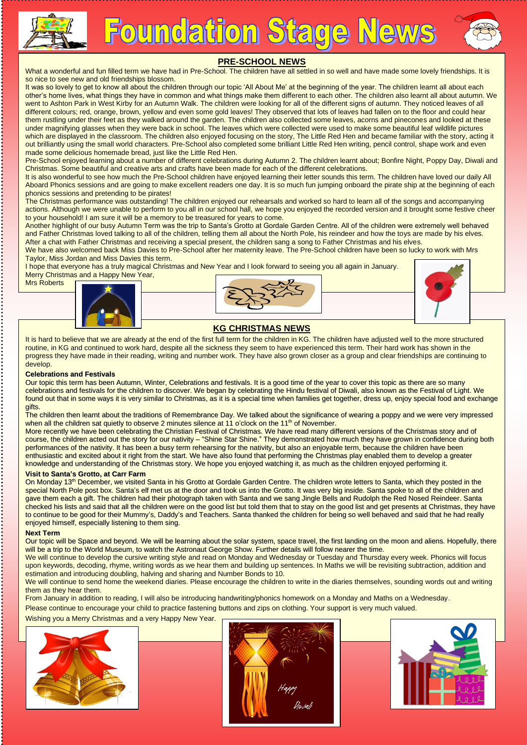# Foundation Stage News

## PRE-SCHOOL NEWS

What a wonderful and fun filled term we have had in Pre-School. The children have all settled in so well and have made some lovely friendships. It is so nice to see new and old friendships blossom.

It was so lovely to get to know all about the children through our topic 'All About Me' at the beginning of the year. The children learnt all about each other's home lives, what things they have in common and what things make them different to each other. The children also learnt all about autumn. We went to Ashton Park in West Kirby for an Autumn Walk. The children were looking for all of the different signs of autumn. They noticed leaves of all different colours; red, orange, brown, yellow and even some gold leaves! They observed that lots of leaves had fallen on to the floor and could hear them rustling under their feet as they walked around the garden. The children also collected some leaves, acorns and pinecones and looked at these under magnifying glasses when they were back in school. The leaves which were collected were used to make some beautiful leaf wildlife pictures which are displayed in the classroom. The children also enjoyed focusing on the story, The Little Red Hen and became familiar with the story, acting it out brilliantly using the small world characters. Pre-School also completed some brilliant Little Red Hen writing, pencil control, shape work and even made some delicious homemade bread, just like the Little Red Hen.

Pre-School enjoyed learning about a number of different celebrations during Autumn 2. The children learnt about; Bonfire Night, Poppy Day, Diwali and Christmas. Some beautiful and creative arts and crafts have been made for each of the different celebrations.

It is also wonderful to see how much the Pre-School children have enjoyed learning their letter sounds this term. The children have loved our daily All Aboard Phonics sessions and are going to make excellent readers one day. It is so much fun jumping onboard the pirate ship at the beginning of each phonics sessions and pretending to be pirates!

The Christmas performance was outstanding! The children enjoyed our rehearsals and worked so hard to learn all of the songs and accompanying actions. Although we were unable to perform to you all in our school hall, we hope you enjoyed the recorded version and it brought some festive cheer to your household! I am sure it will be a memory to be treasured for years to come.

Another highlight of our busy Autumn Term was the trip to Santa's Grotto at Gordale Garden Centre. All of the children were extremely well behaved and Father Christmas loved talking to all of the children, telling them all about the North Pole, his reindeer and how the toys are made by his elves. After a chat with Father Christmas and receiving a special present, the children sang a song to Father Christmas and his elves.

We have also welcomed back Miss Davies to Pre-School after her maternity leave. The Pre-School children have been so lucky to work with Mrs Taylor, Miss Jordan and Miss Davies this term.

I hope that everyone has a truly magical Christmas and New Year and I look forward to seeing you all again in January.

Merry Christmas and a Happy New Year,

Mrs Roberts

## KG CHRISTMAS NEWS

It is hard to believe that we are already at the end of the first full term for the children in KG. The children have adjusted well to the more structured routine, in KG and continued to work hard, despite all the sickness they seem to have experienced this term. Their hard work has shown in the progress they have made in their reading, writing and number work. They have also grown closer as a group and clear friendships are continuing to develop.

**Celebrations and Festivals**

Our topic this term has been Autumn, Winter, Celebrations and festivals. It is a good time of the year to cover this topic as there are so many celebrations and festivals for the children to discover. We began by celebrating the Hindu festival of Diwali, also known as the Festival of Light. We found out that in some ways it is very similar to Christmas, as it is a special time when families get together, dress up, enjoy special food and exchange gifts.

The children then learnt about the traditions of Remembrance Day. We talked about the significance of wearing a poppy and we were very impressed when all the children sat quietly to observe 2 minutes silence at 11 o'clock on the 11th of November.

More recently we have been celebrating the Christian Festival of Christmas. We have read many different versions of the Christmas story and of course, the children acted out the story for our nativity – "Shine Star Shine." They demonstrated how much they have grown in confidence during both performances of the nativity. It has been a busy term rehearsing for the nativity, but also an enjoyable term, because the children have been enthusiastic and excited about it right from the start. We have also found that performing the Christmas play enabled them to develop a greater knowledge and understanding of the Christmas story. We hope you enjoyed watching it, as much as the children enjoyed performing it.

**Visit to Santa's Grotto, at Carr Farm**

On Monday 13th December, we visited Santa in his Grotto at Gordale Garden Centre. The children wrote letters to Santa, which they posted in the special North Pole post box. Santa's elf met us at the door and took us into the Grotto. It was very big inside. Santa spoke to all of the children and gave them each a gift. The children had their photograph taken with Santa and we sang Jingle Bells and Rudolph the Red Nosed Reindeer. Santa checked his lists and said that all the children were on the good list but told them that to stay on the good list and get presents at Christmas, they have to continue to be good for their Mummy's, Daddy's and Teachers. Santa thanked the children for being so well behaved and said that he had really enjoyed himself, especially listening to them sing.

**Next Term**

Our topic will be Space and beyond. We will be learning about the solar system, space travel, the first landing on the moon and aliens. Hopefully, there will be a trip to the World Museum, to watch the Astronaut George Show. Further details will follow nearer the time.

We will continue to develop the cursive writing style and read on Monday and Wednesday or Tuesday and Thursday every week. Phonics will focus upon keywords, decoding, rhyme, writing words as we hear them and building up sentences. In Maths we will be revisiting subtraction, addition and estimation and introducing doubling, halving and sharing and Number Bonds to 10.

We will continue to send home the weekend diaries. Please encourage the children to write in the diaries themselves, sounding words out and writing them as they hear them.

From January in addition to reading, I will also be introducing handwriting/phonics homework on a Monday and Maths on a Wednesday.

Please continue to encourage your child to practice fastening buttons and zips on clothing. Your support is very much valued.

Wishing you a Merry Christmas and a very Happy New Year.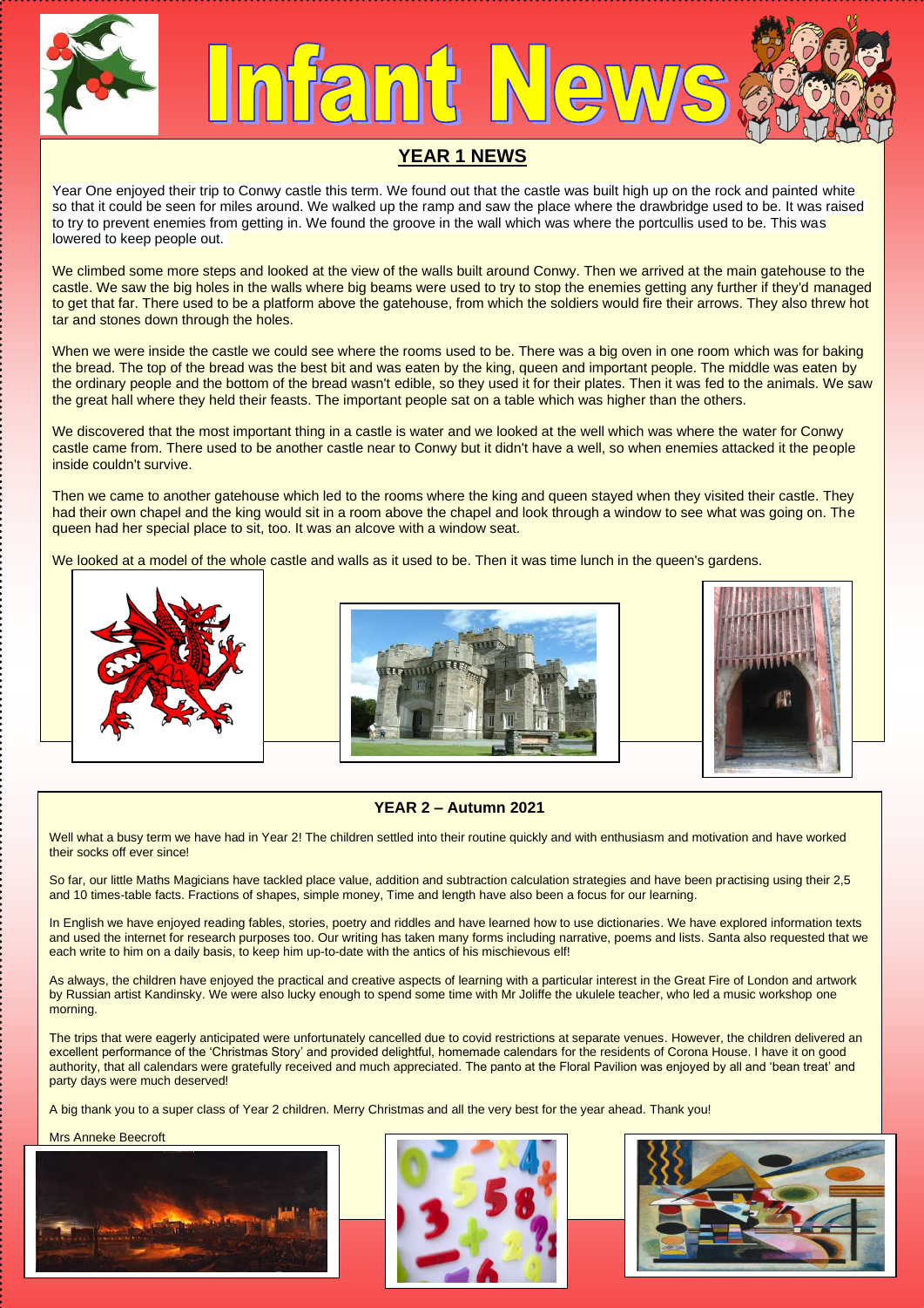# Infant News

## YEAR 1 NEWS

Year One enjoyed their trip to Conwy castle this term. We found out that the castle was built high up on the rock and painted white so that it could be seen for miles around. We walked up the ramp and saw the place where the drawbridge used to be. It was raised to try to prevent enemies from getting in. We found the groove in the wall which was where the portcullis used to be. This was lowered to keep people out.

We climbed some more steps and looked at the view of the walls built around Conwy. Then we arrived at the main gatehouse to the castle. We saw the big holes in the walls where big beams were used to try to stop the enemies getting any further if they'd managed to get that far. There used to be a platform above the gatehouse, from which the soldiers would fire their arrows. They also threw hot tar and stones down through the holes.

When we were inside the castle we could see where the rooms used to be. There was a big oven in one room which was for baking the bread. The top of the bread was the best bit and was eaten by the king, queen and important people. The middle was eaten by the ordinary people and the bottom of the bread wasn't edible, so they used it for their plates. Then it was fed to the animals. We saw the great hall where they held their feasts. The important people sat on a table which was higher than the others.

We discovered that the most important thing in a castle is water and we looked at the well which was where the water for Conwy castle came from. There used to be another castle near to Conwy but it didn't have a well, so when enemies attacked it the people inside couldn't survive.

Then we came to another gatehouse which led to the rooms where the king and queen stayed when they visited their castle. They had their own chapel and the king would sit in a room above the chapel and look through a window to see what was going on. The queen had her special place to sit, too. It was an alcove with a window seat.

We looked at a model of the whole castle and walls as it used to be. Then it was time lunch in the queen's gardens.

## YEAR 2 – Autumn 2021

Well what a busy term we have had in Year 2! The children settled into their routine quickly and with enthusiasm and motivation and have worked their socks off ever since!

So far, our little Maths Magicians have tackled place value, addition and subtraction calculation strategies and have been practising using their 2,5 and 10 times-table facts. Fractions of shapes, simple money, Time and length have also been a focus for our learning.

In English we have enjoyed reading fables, stories, poetry and riddles and have learned how to use dictionaries. We have explored information texts and used the internet for research purposes too. Our writing has taken many forms including narrative, poems and lists. Santa also requested that we each write to him on a daily basis, to keep him up-to-date with the antics of his mischievous elf!

As always, the children have enjoyed the practical and creative aspects of learning with a particular interest in the Great Fire of London and artwork by Russian artist Kandinsky. We were also lucky enough to spend some time with Mr Joliffe the ukulele teacher, who led a music workshop one morning.

The trips that were eagerly anticipated were unfortunately cancelled due to covid restrictions at separate venues. However, the children delivered an excellent performance of the 'Christmas Story' and provided delightful, homemade calendars for the residents of Corona House. I have it on good authority, that all calendars were gratefully received and much appreciated. The panto at the Floral Pavilion was enjoyed by all and 'bean treat' and party days were much deserved!

A big thank you to a super class of Year 2 children. Merry Christmas and all the very best for the year ahead. Thank you!

Mrs Anneke Beecroft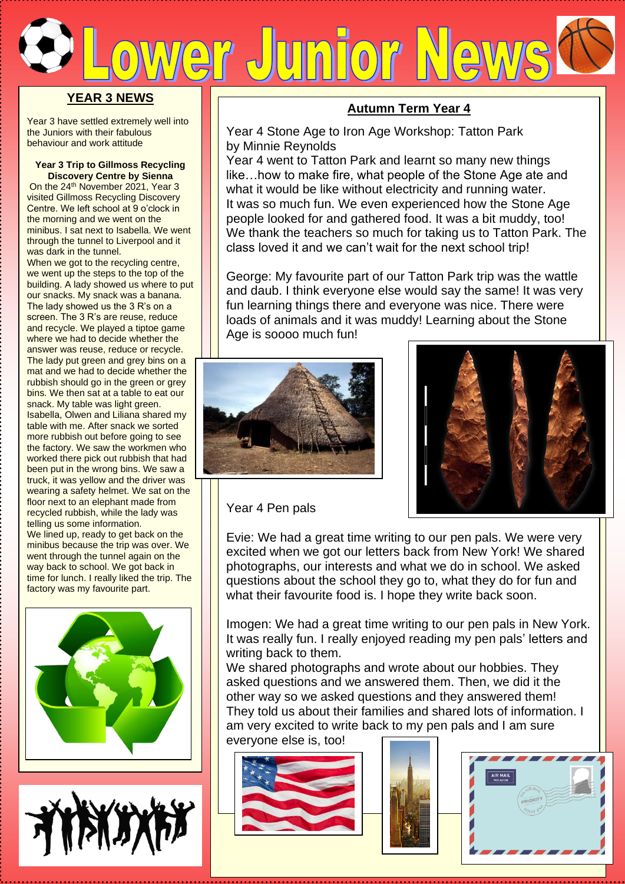# Lower Junior News

## YEAR 3 NEWS

Year 3 have settled extremely well into the Juniors with their fabulous behaviour and work attitude

**Year 3 Trip to Gillmoss Recycling Discovery Centre by Sienna**

On the 24th November 2021, Year 3 visited Gillmoss Recycling Discovery Centre. We left school at 9 o'clock in the morning and we went on the minibus. I sat next to Isabella. We went through the tunnel to Liverpool and it was dark in the tunnel.

When we got to the recycling centre, we went up the steps to the top of the building. A lady showed us where to put our snacks. My snack was a banana. The lady showed us the 3 R's on a screen. The 3 R's are reuse, reduce and recycle. We played a tiptoe game where we had to decide whether the answer was reuse, reduce or recycle. The lady put green and grey bins on a mat and we had to decide whether the rubbish should go in the green or grey bins. We then sat at a table to eat our snack. My table was light green. Isabella, Olwen and Liliana shared my table with me. After snack we sorted more rubbish out before going to see the factory. We saw the workmen who worked there pick out rubbish that had been put in the wrong bins. We saw a truck, it was yellow and the driver was wearing a safety helmet. We sat on the floor next to an elephant made from recycled rubbish, while the lady was telling us some information.

We lined up, ready to get back on the minibus because the trip was over. We went through the tunnel again on the way back to school. We got back in time for lunch. I really liked the trip. The factory was my favourite part.

## Autumn Term Year 4

Year 4 Stone Age to Iron Age Workshop: Tatton Park by Minnie Reynolds

Year 4 went to Tatton Park and learnt so many new things like…how to make fire, what people of the Stone Age ate and what it would be like without electricity and running water. It was so much fun. We even experienced how the Stone Age people looked for and gathered food. It was a bit muddy, too! We thank the teachers so much for taking us to Tatton Park. The class loved it and we can't wait for the next school trip!

George: My favourite part of our Tatton Park trip was the wattle and daub. I think everyone else would say the same! It was very fun learning things there and everyone was nice. There were loads of animals and it was muddy! Learning about the Stone Age is soooo much fun!

Year 4 Pen pals

Evie: We had a great time writing to our pen pals. We were very excited when we got our letters back from New York! We shared photographs, our interests and what we do in school. We asked questions about the school they go to, what they do for fun and what their favourite food is. I hope they write back soon.

Imogen: We had a great time writing to our pen pals in New York. It was really fun. I really enjoyed reading my pen pals' letters and writing back to them.

We shared photographs and wrote about our hobbies. They asked questions and we answered them. Then, we did it the other way so we asked questions and they answered them! They told us about their families and shared lots of information. I am very excited to write back to my pen pals and I am sure everyone else is, too!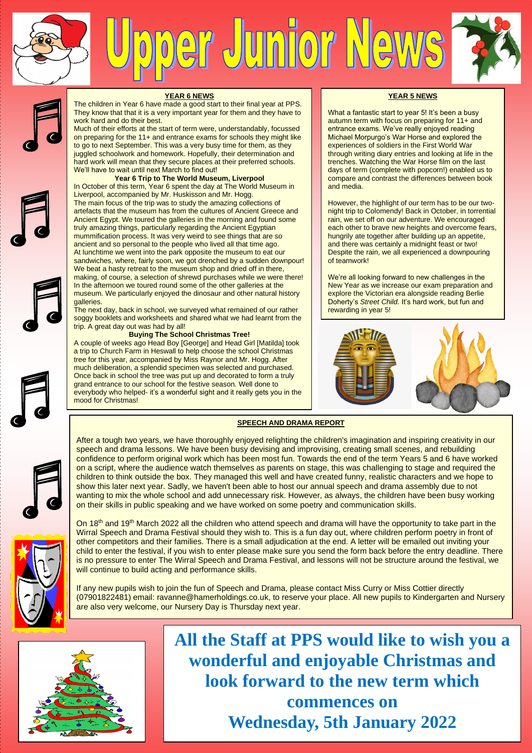# Upper Junior News

## YEAR 6 NEWS

The children in Year 6 have made a good start to their final year at PPS. They know that that it is a very important year for them and they have to work hard and do their best.

Much of their efforts at the start of term were, understandably, focussed on preparing for the 11+ and entrance exams for schools they might like to go to next September. This was a very busy time for them, as they juggled schoolwork and homework. Hopefully, their determination and hard work will mean that they secure places at their preferred schools. We'll have to wait until next March to find out!

### Year 6 Trip to The World Museum, Liverpool

In October of this term, Year 6 spent the day at The World Museum in Liverpool, accompanied by Mr. Huskisson and Mr. Hogg.

The main focus of the trip was to study the amazing collections of artefacts that the museum has from the cultures of Ancient Greece and Ancient Egypt. We toured the galleries in the morning and found some truly amazing things, particularly regarding the Ancient Egyptian mummification process. It was very weird to see things that are so ancient and so personal to the people who lived all that time ago.

At lunchtime we went into the park opposite the museum to eat our sandwiches, where, fairly soon, we got drenched by a sudden downpour! We beat a hasty retreat to the museum shop and dried off in there, making, of course, a selection of shrewd purchases while we were there! In the afternoon we toured round some of the other galleries at the museum. We particularly enjoyed the dinosaur and other natural history galleries.

The next day, back in school, we surveyed what remained of our rather soggy booklets and worksheets and shared what we had learnt from the trip. A great day out was had by all!

### Buying The School Christmas Tree!

A couple of weeks ago Head Boy [George] and Head Girl [Matilda] took a trip to Church Farm in Heswall to help choose the school Christmas tree for this year, accompanied by Miss Raynor and Mr. Hogg. After much deliberation, a splendid specimen was selected and purchased. Once back in school the tree was put up and decorated to form a truly grand entrance to our school for the festive season. Well done to everybody who helped- it's a wonderful sight and it really gets you in the mood for Christmas!

## YEAR 5 NEWS

What a fantastic start to year 5! It's been a busy autumn term with focus on preparing for 11+ and entrance exams. We've really enjoyed reading Michael Morpurgo's War Horse and explored the experiences of soldiers in the First World War through writing diary entries and looking at life in the trenches. Watching the War Horse film on the last days of term (complete with popcorn!) enabled us to compare and contrast the differences between book and media.

However, the highlight of our term has to be our two-night trip to Colomendy! Back in October, in torrential rain, we set off on our adventure. We encouraged each other to brave new heights and overcome fears, hungrily ate together after building up an appetite, and there was certainly a midnight feast or two! Despite the rain, we all experienced a downpouring of teamwork!

We're all looking forward to new challenges in the New Year as we increase our exam preparation and explore the Victorian era alongside reading Berlie Doherty's *Street Child.* It's hard work, but fun and rewarding in year 5!

## SPEECH AND DRAMA REPORT

After a tough two years, we have thoroughly enjoyed relighting the children's imagination and inspiring creativity in our speech and drama lessons. We have been busy devising and improvising, creating small scenes, and rebuilding confidence to perform original work which has been most fun. Towards the end of the term Years 5 and 6 have worked on a script, where the audience watch themselves as parents on stage, this was challenging to stage and required the children to think outside the box. They managed this well and have created funny, realistic characters and we hope to show this later next year. Sadly, we haven't been able to host our annual speech and drama assembly due to not wanting to mix the whole school and add unnecessary risk. However, as always, the children have been busy working on their skills in public speaking and we have worked on some poetry and communication skills.

On 18th and 19th March 2022 all the children who attend speech and drama will have the opportunity to take part in the Wirral Speech and Drama Festival should they wish to. This is a fun day out, where children perform poetry in front of other competitors and their families. There is a small adjudication at the end. A letter will be emailed out inviting your child to enter the festival, if you wish to enter please make sure you send the form back before the entry deadline. There is no pressure to enter The Wirral Speech and Drama Festival, and lessons will not be structure around the festival, we will continue to build acting and performance skills.

If any new pupils wish to join the fun of Speech and Drama, please contact Miss Curry or Miss Cottier directly (07901822481) email: ravanne@hamerholdings.co.uk, to reserve your place. All new pupils to Kindergarten and Nursery are also very welcome, our Nursery Day is Thursday next year.

**All the Staff at PPS would like to wish you a wonderful and enjoyable Christmas and look forward to the new term which commences on Wednesday, 5th January 2022**